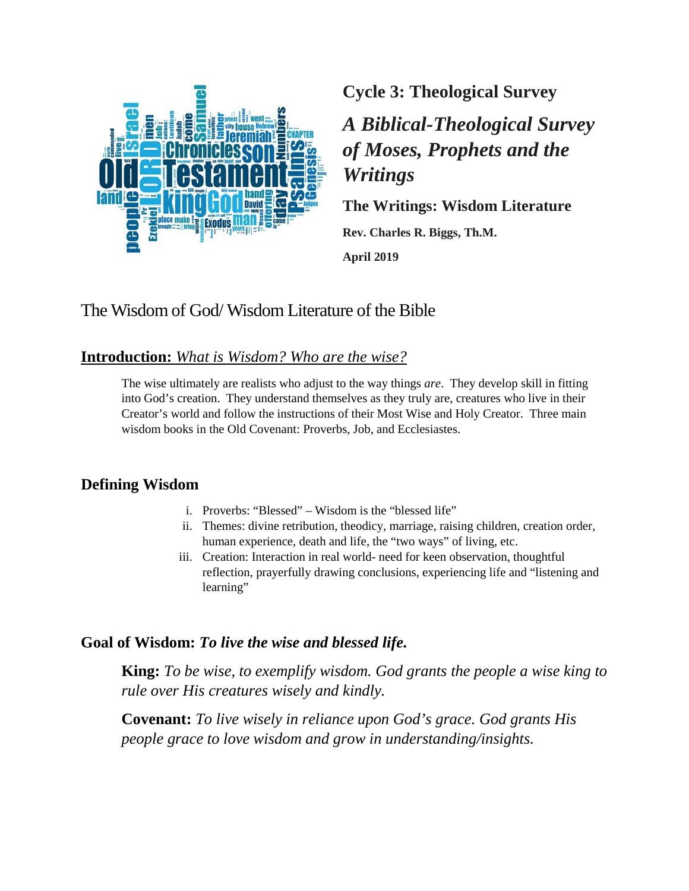**Cycle 3: Theological Survey**

***A Biblical-Theological Survey of Moses, Prophets and the Writings***

**The Writings: Wisdom Literature**

**Rev. Charles R. Biggs, Th.M.**

**April 2019**

# The Wisdom of God/ Wisdom Literature of the Bible

## **Introduction:** *What is Wisdom? Who are the wise?*

The wise ultimately are realists who adjust to the way things *are*. They develop skill in fitting into God's creation. They understand themselves as they truly are, creatures who live in their Creator's world and follow the instructions of their Most Wise and Holy Creator. Three main wisdom books in the Old Covenant: Proverbs, Job, and Ecclesiastes.

## Defining Wisdom

i. Proverbs: "Blessed" – Wisdom is the "blessed life"
ii. Themes: divine retribution, theodicy, marriage, raising children, creation order, human experience, death and life, the "two ways" of living, etc.
iii. Creation: Interaction in real world- need for keen observation, thoughtful reflection, prayerfully drawing conclusions, experiencing life and "listening and learning"

## Goal of Wisdom: *To live the wise and blessed life.*

**King:** *To be wise, to exemplify wisdom. God grants the people a wise king to rule over His creatures wisely and kindly.*

**Covenant:** *To live wisely in reliance upon God's grace. God grants His people grace to love wisdom and grow in understanding/insights.*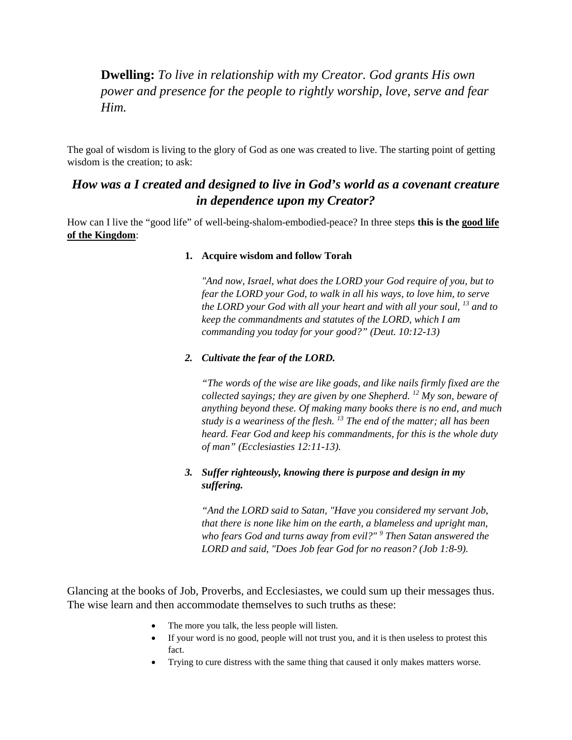**Dwelling:** *To live in relationship with my Creator. God grants His own power and presence for the people to rightly worship, love, serve and fear Him.*

The goal of wisdom is living to the glory of God as one was created to live. The starting point of getting wisdom is the creation; to ask:

## *How was a I created and designed to live in God's world as a covenant creature in dependence upon my Creator?*

How can I live the "good life" of well-being-shalom-embodied-peace? In three steps **this is the <u>good life of the Kingdom</u>**:

1. **Acquire wisdom and follow Torah**

   *"And now, Israel, what does the LORD your God require of you, but to fear the LORD your God, to walk in all his ways, to love him, to serve the LORD your God with all your heart and with all your soul, [13] and to keep the commandments and statutes of the LORD, which I am commanding you today for your good?" (Deut. 10:12-13)*

2. ***Cultivate the fear of the LORD.***

   *"The words of the wise are like goads, and like nails firmly fixed are the collected sayings; they are given by one Shepherd. [12] My son, beware of anything beyond these. Of making many books there is no end, and much study is a weariness of the flesh. [13] The end of the matter; all has been heard. Fear God and keep his commandments, for this is the whole duty of man" (Ecclesiasties 12:11-13).*

3. ***Suffer righteously, knowing there is purpose and design in my suffering.***

   *"And the LORD said to Satan, "Have you considered my servant Job, that there is none like him on the earth, a blameless and upright man, who fears God and turns away from evil?" [9] Then Satan answered the LORD and said, "Does Job fear God for no reason? (Job 1:8-9).*

Glancing at the books of Job, Proverbs, and Ecclesiastes, we could sum up their messages thus. The wise learn and then accommodate themselves to such truths as these:

- The more you talk, the less people will listen.
- If your word is no good, people will not trust you, and it is then useless to protest this fact.
- Trying to cure distress with the same thing that caused it only makes matters worse.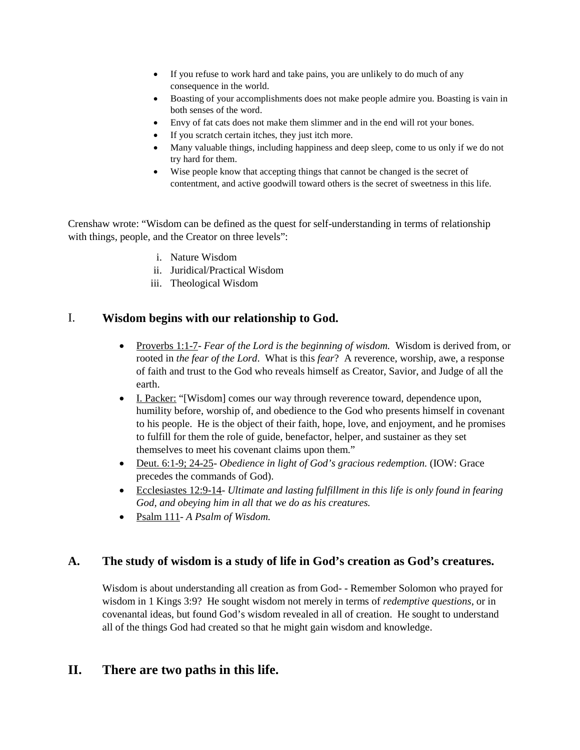- If you refuse to work hard and take pains, you are unlikely to do much of any consequence in the world.
- Boasting of your accomplishments does not make people admire you. Boasting is vain in both senses of the word.
- Envy of fat cats does not make them slimmer and in the end will rot your bones.
- If you scratch certain itches, they just itch more.
- Many valuable things, including happiness and deep sleep, come to us only if we do not try hard for them.
- Wise people know that accepting things that cannot be changed is the secret of contentment, and active goodwill toward others is the secret of sweetness in this life.

Crenshaw wrote: "Wisdom can be defined as the quest for self-understanding in terms of relationship with things, people, and the Creator on three levels":

i. Nature Wisdom
ii. Juridical/Practical Wisdom
iii. Theological Wisdom

## I. Wisdom begins with our relationship to God.

- Proverbs 1:1-7- *Fear of the Lord is the beginning of wisdom.* Wisdom is derived from, or rooted in *the fear of the Lord*. What is this *fear*? A reverence, worship, awe, a response of faith and trust to the God who reveals himself as Creator, Savior, and Judge of all the earth.
- I. Packer: "[Wisdom] comes our way through reverence toward, dependence upon, humility before, worship of, and obedience to the God who presents himself in covenant to his people. He is the object of their faith, hope, love, and enjoyment, and he promises to fulfill for them the role of guide, benefactor, helper, and sustainer as they set themselves to meet his covenant claims upon them."
- Deut. 6:1-9; 24-25- *Obedience in light of God's gracious redemption.* (IOW: Grace precedes the commands of God).
- Ecclesiastes 12:9-14- *Ultimate and lasting fulfillment in this life is only found in fearing God, and obeying him in all that we do as his creatures.*
- Psalm 111- *A Psalm of Wisdom.*

### A. The study of wisdom is a study of life in God's creation as God's creatures.

Wisdom is about understanding all creation as from God- - Remember Solomon who prayed for wisdom in 1 Kings 3:9? He sought wisdom not merely in terms of *redemptive questions*, or in covenantal ideas, but found God's wisdom revealed in all of creation. He sought to understand all of the things God had created so that he might gain wisdom and knowledge.

## II. There are two paths in this life.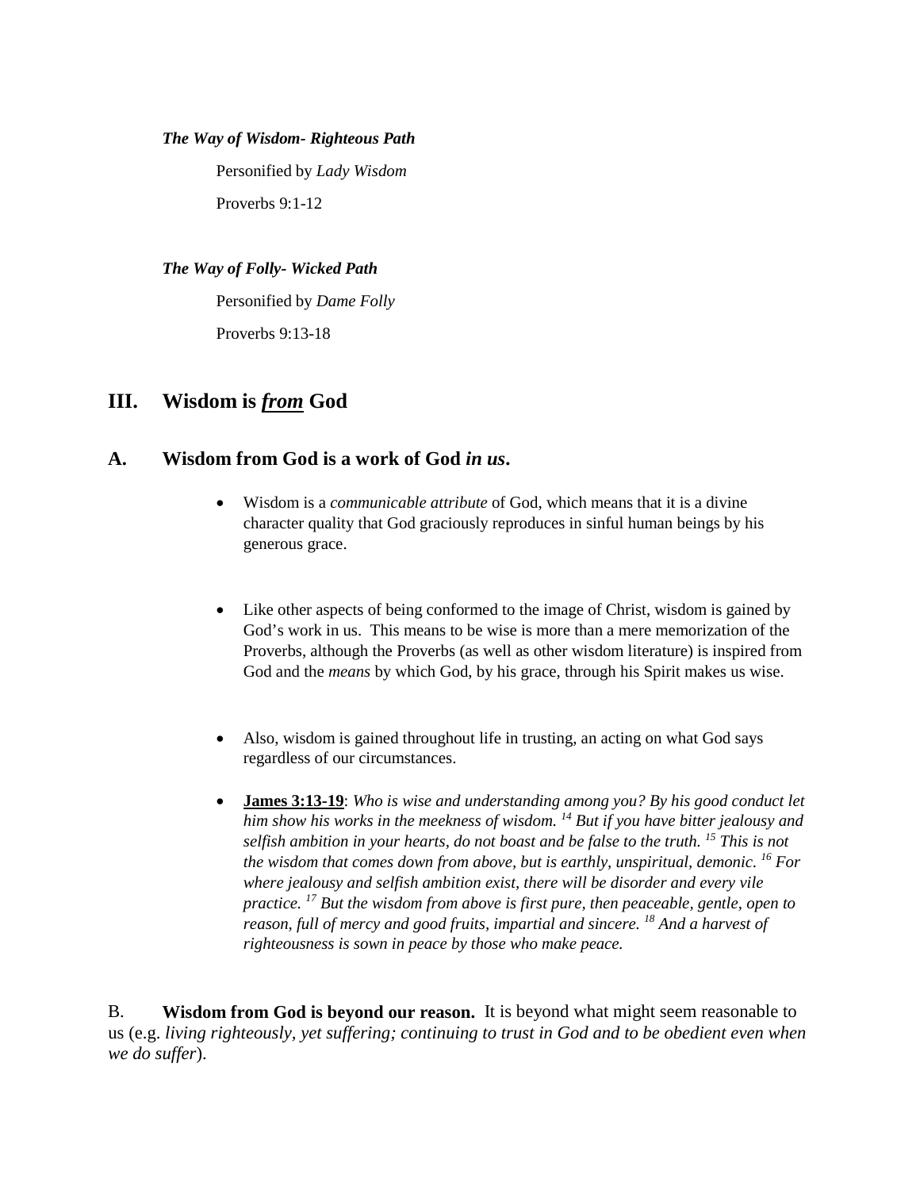***The Way of Wisdom- Righteous Path***

Personified by *Lady Wisdom*

Proverbs 9:1-12

***The Way of Folly- Wicked Path***

Personified by *Dame Folly*

Proverbs 9:13-18

## III. Wisdom is ***from*** God

### A. Wisdom from God is a work of God *in us*.

- Wisdom is a *communicable attribute* of God, which means that it is a divine character quality that God graciously reproduces in sinful human beings by his generous grace.

- Like other aspects of being conformed to the image of Christ, wisdom is gained by God's work in us. This means to be wise is more than a mere memorization of the Proverbs, although the Proverbs (as well as other wisdom literature) is inspired from God and the *means* by which God, by his grace, through his Spirit makes us wise.

- Also, wisdom is gained throughout life in trusting, an acting on what God says regardless of our circumstances.

- **James 3:13-19**: *Who is wise and understanding among you? By his good conduct let him show his works in the meekness of wisdom. [14] But if you have bitter jealousy and selfish ambition in your hearts, do not boast and be false to the truth. [15] This is not the wisdom that comes down from above, but is earthly, unspiritual, demonic. [16] For where jealousy and selfish ambition exist, there will be disorder and every vile practice. [17] But the wisdom from above is first pure, then peaceable, gentle, open to reason, full of mercy and good fruits, impartial and sincere. [18] And a harvest of righteousness is sown in peace by those who make peace.*

B. **Wisdom from God is beyond our reason.** It is beyond what might seem reasonable to us (e.g. *living righteously, yet suffering; continuing to trust in God and to be obedient even when we do suffer*).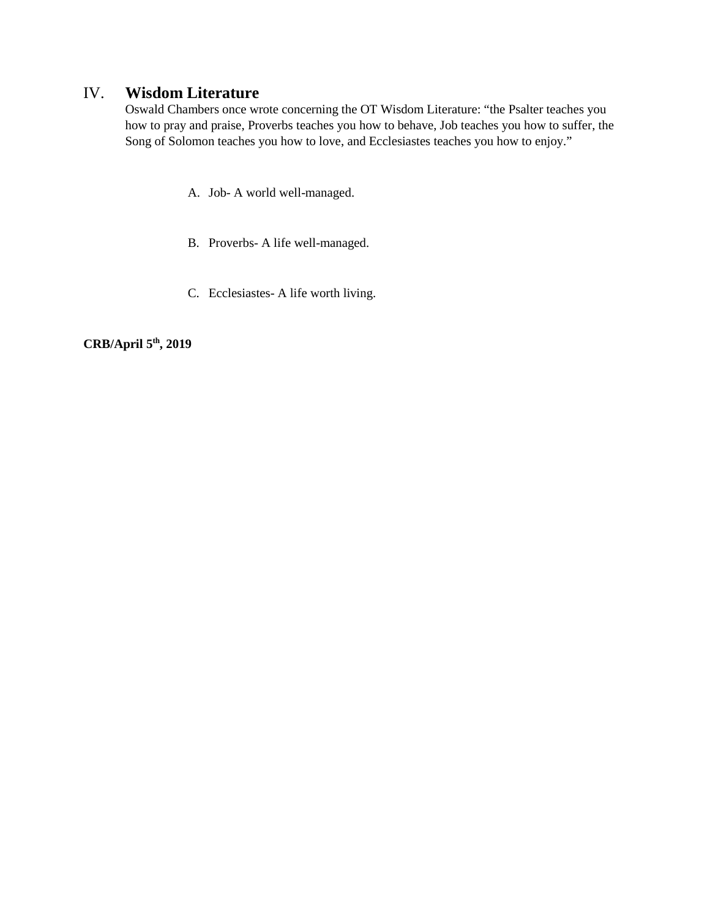## IV. Wisdom Literature

Oswald Chambers once wrote concerning the OT Wisdom Literature: "the Psalter teaches you how to pray and praise, Proverbs teaches you how to behave, Job teaches you how to suffer, the Song of Solomon teaches you how to love, and Ecclesiastes teaches you how to enjoy."

A. Job- A world well-managed.

B. Proverbs- A life well-managed.

C. Ecclesiastes- A life worth living.

**CRB/April 5th, 2019**